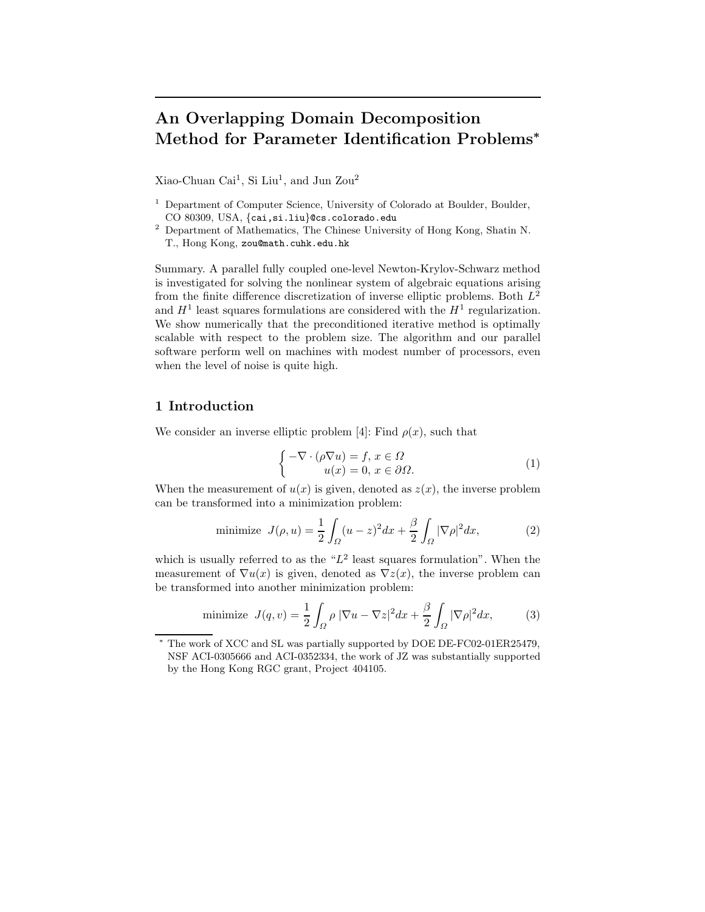# An Overlapping Domain Decomposition Method for Parameter Identification Problems*

Xiao-Chuan Cai[1], Si Liu[1], and Jun Zou[2]

[1] Department of Computer Science, University of Colorado at Boulder, Boulder, CO 80309, USA, {cai,si.liu}@cs.colorado.edu

[2] Department of Mathematics, The Chinese University of Hong Kong, Shatin N. T., Hong Kong, zou@math.cuhk.edu.hk

Summary. A parallel fully coupled one-level Newton-Krylov-Schwarz method is investigated for solving the nonlinear system of algebraic equations arising from the finite difference discretization of inverse elliptic problems. Both $L^2$ and $H^1$ least squares formulations are considered with the $H^1$ regularization. We show numerically that the preconditioned iterative method is optimally scalable with respect to the problem size. The algorithm and our parallel software perform well on machines with modest number of processors, even when the level of noise is quite high.

## 1 Introduction

We consider an inverse elliptic problem [4]: Find $\rho(x)$, such that

$$\begin{cases} -\nabla \cdot (\rho \nabla u) = f, \; x \in \Omega \\ \qquad u(x) = 0, \; x \in \partial\Omega. \end{cases} \tag{1}$$

When the measurement of $u(x)$ is given, denoted as $z(x)$, the inverse problem can be transformed into a minimization problem:

$$\text{minimize} \;\; J(\rho, u) = \frac{1}{2}\int_{\Omega} (u-z)^2 dx + \frac{\beta}{2}\int_{\Omega} |\nabla \rho|^2 dx, \tag{2}$$

which is usually referred to as the "$L^2$ least squares formulation". When the measurement of $\nabla u(x)$ is given, denoted as $\nabla z(x)$, the inverse problem can be transformed into another minimization problem:

$$\text{minimize} \;\; J(q, v) = \frac{1}{2}\int_{\Omega} \rho \, |\nabla u - \nabla z|^2 dx + \frac{\beta}{2}\int_{\Omega} |\nabla \rho|^2 dx, \tag{3}$$

* The work of XCC and SL was partially supported by DOE DE-FC02-01ER25479, NSF ACI-0305666 and ACI-0352334, the work of JZ was substantially supported by the Hong Kong RGC grant, Project 404105.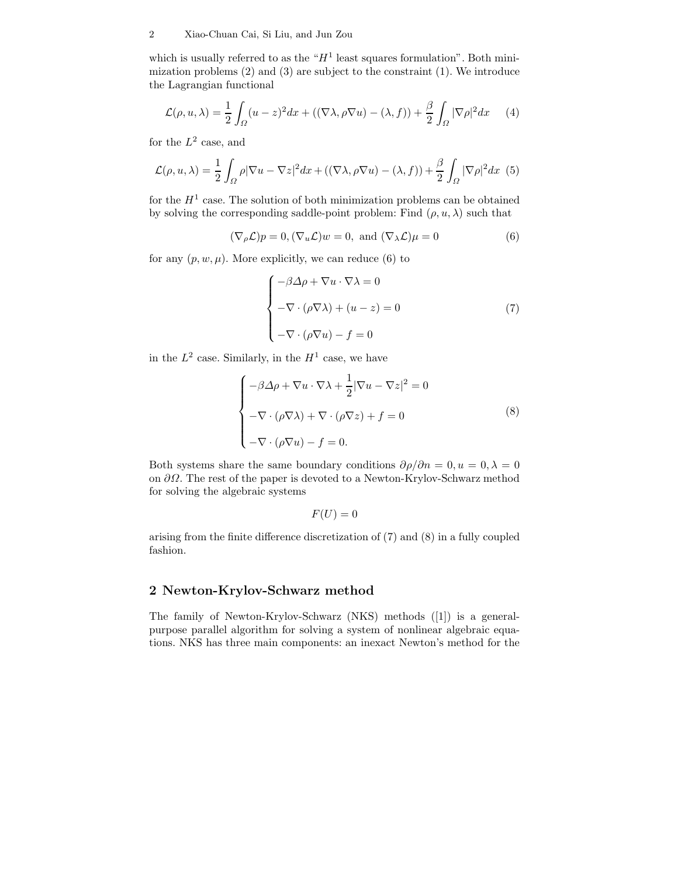which is usually referred to as the "$H^1$ least squares formulation". Both minimization problems (2) and (3) are subject to the constraint (1). We introduce the Lagrangian functional

$$\mathcal{L}(\rho, u, \lambda) = \frac{1}{2}\int_{\Omega}(u-z)^2 dx + ((\nabla\lambda, \rho\nabla u) - (\lambda, f)) + \frac{\beta}{2}\int_{\Omega}|\nabla\rho|^2 dx \tag{4}$$

for the $L^2$ case, and

$$\mathcal{L}(\rho, u, \lambda) = \frac{1}{2}\int_{\Omega}\rho|\nabla u - \nabla z|^2 dx + ((\nabla\lambda, \rho\nabla u) - (\lambda, f)) + \frac{\beta}{2}\int_{\Omega}|\nabla\rho|^2 dx \tag{5}$$

for the $H^1$ case. The solution of both minimization problems can be obtained by solving the corresponding saddle-point problem: Find $(\rho, u, \lambda)$ such that

$$(\nabla_\rho \mathcal{L})p = 0, (\nabla_u \mathcal{L})w = 0, \text{ and } (\nabla_\lambda \mathcal{L})\mu = 0 \tag{6}$$

for any $(p, w, \mu)$. More explicitly, we can reduce (6) to

$$\begin{cases} -\beta\Delta\rho + \nabla u \cdot \nabla\lambda = 0 \\ -\nabla\cdot(\rho\nabla\lambda) + (u-z) = 0 \\ -\nabla\cdot(\rho\nabla u) - f = 0 \end{cases} \tag{7}$$

in the $L^2$ case. Similarly, in the $H^1$ case, we have

$$\begin{cases} -\beta\Delta\rho + \nabla u \cdot \nabla\lambda + \frac{1}{2}|\nabla u - \nabla z|^2 = 0 \\ -\nabla\cdot(\rho\nabla\lambda) + \nabla\cdot(\rho\nabla z) + f = 0 \\ -\nabla\cdot(\rho\nabla u) - f = 0. \end{cases} \tag{8}$$

Both systems share the same boundary conditions $\partial\rho/\partial n = 0, u = 0, \lambda = 0$ on $\partial\Omega$. The rest of the paper is devoted to a Newton-Krylov-Schwarz method for solving the algebraic systems

$$F(U) = 0$$

arising from the finite difference discretization of (7) and (8) in a fully coupled fashion.

## 2 Newton-Krylov-Schwarz method

The family of Newton-Krylov-Schwarz (NKS) methods ([1]) is a general-purpose parallel algorithm for solving a system of nonlinear algebraic equations. NKS has three main components: an inexact Newton's method for the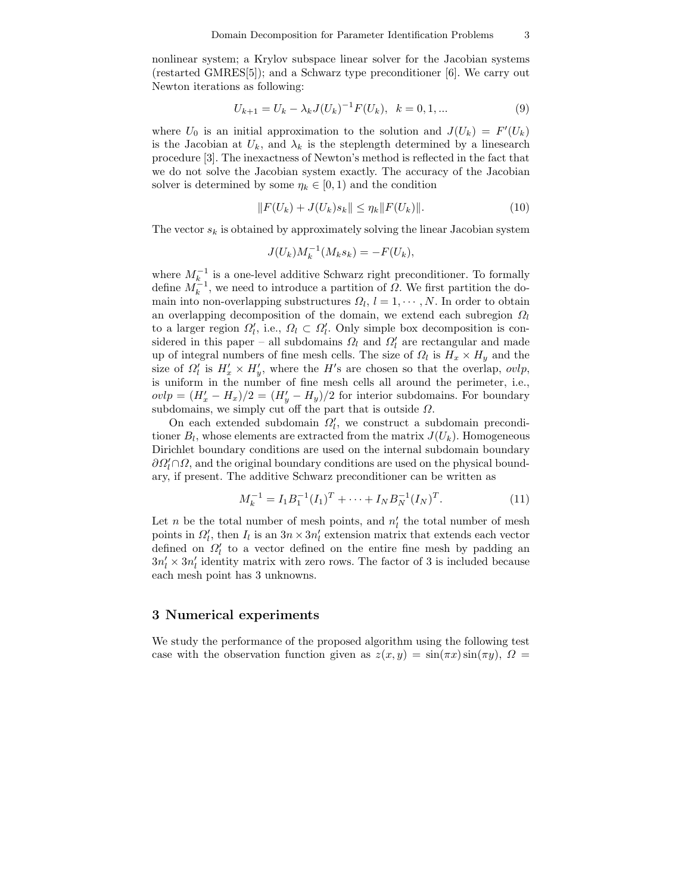nonlinear system; a Krylov subspace linear solver for the Jacobian systems (restarted GMRES[5]); and a Schwarz type preconditioner [6]. We carry out Newton iterations as following:

$$U_{k+1} = U_k - \lambda_k J(U_k)^{-1} F(U_k), \quad k = 0, 1, ... \tag{9}$$

where $U_0$ is an initial approximation to the solution and $J(U_k) = F'(U_k)$ is the Jacobian at $U_k$, and $\lambda_k$ is the steplength determined by a linesearch procedure [3]. The inexactness of Newton's method is reflected in the fact that we do not solve the Jacobian system exactly. The accuracy of the Jacobian solver is determined by some $\eta_k \in [0, 1)$ and the condition

$$\|F(U_k) + J(U_k)s_k\| \leq \eta_k \|F(U_k)\|. \tag{10}$$

The vector $s_k$ is obtained by approximately solving the linear Jacobian system

$$J(U_k)M_k^{-1}(M_k s_k) = -F(U_k),$$

where $M_k^{-1}$ is a one-level additive Schwarz right preconditioner. To formally define $M_k^{-1}$, we need to introduce a partition of $\Omega$. We first partition the domain into non-overlapping substructures $\Omega_l$, $l = 1, \cdots, N$. In order to obtain an overlapping decomposition of the domain, we extend each subregion $\Omega_l$ to a larger region $\Omega_l'$, i.e., $\Omega_l \subset \Omega_l'$. Only simple box decomposition is considered in this paper – all subdomains $\Omega_l$ and $\Omega_l'$ are rectangular and made up of integral numbers of fine mesh cells. The size of $\Omega_l$ is $H_x \times H_y$ and the size of $\Omega_l'$ is $H_x' \times H_y'$, where the $H'$s are chosen so that the overlap, $ovlp$, is uniform in the number of fine mesh cells all around the perimeter, i.e., $ovlp = (H_x' - H_x)/2 = (H_y' - H_y)/2$ for interior subdomains. For boundary subdomains, we simply cut off the part that is outside $\Omega$.

On each extended subdomain $\Omega_l'$, we construct a subdomain preconditioner $B_l$, whose elements are extracted from the matrix $J(U_k)$. Homogeneous Dirichlet boundary conditions are used on the internal subdomain boundary $\partial\Omega_l' \cap \Omega$, and the original boundary conditions are used on the physical boundary, if present. The additive Schwarz preconditioner can be written as

$$M_k^{-1} = I_1 B_1^{-1} (I_1)^T + \cdots + I_N B_N^{-1} (I_N)^T. \tag{11}$$

Let $n$ be the total number of mesh points, and $n_l'$ the total number of mesh points in $\Omega_l'$, then $I_l$ is an $3n \times 3n_l'$ extension matrix that extends each vector defined on $\Omega_l'$ to a vector defined on the entire fine mesh by padding an $3n_l' \times 3n_l'$ identity matrix with zero rows. The factor of 3 is included because each mesh point has 3 unknowns.

## 3 Numerical experiments

We study the performance of the proposed algorithm using the following test case with the observation function given as $z(x, y) = \sin(\pi x)\sin(\pi y)$, $\Omega =$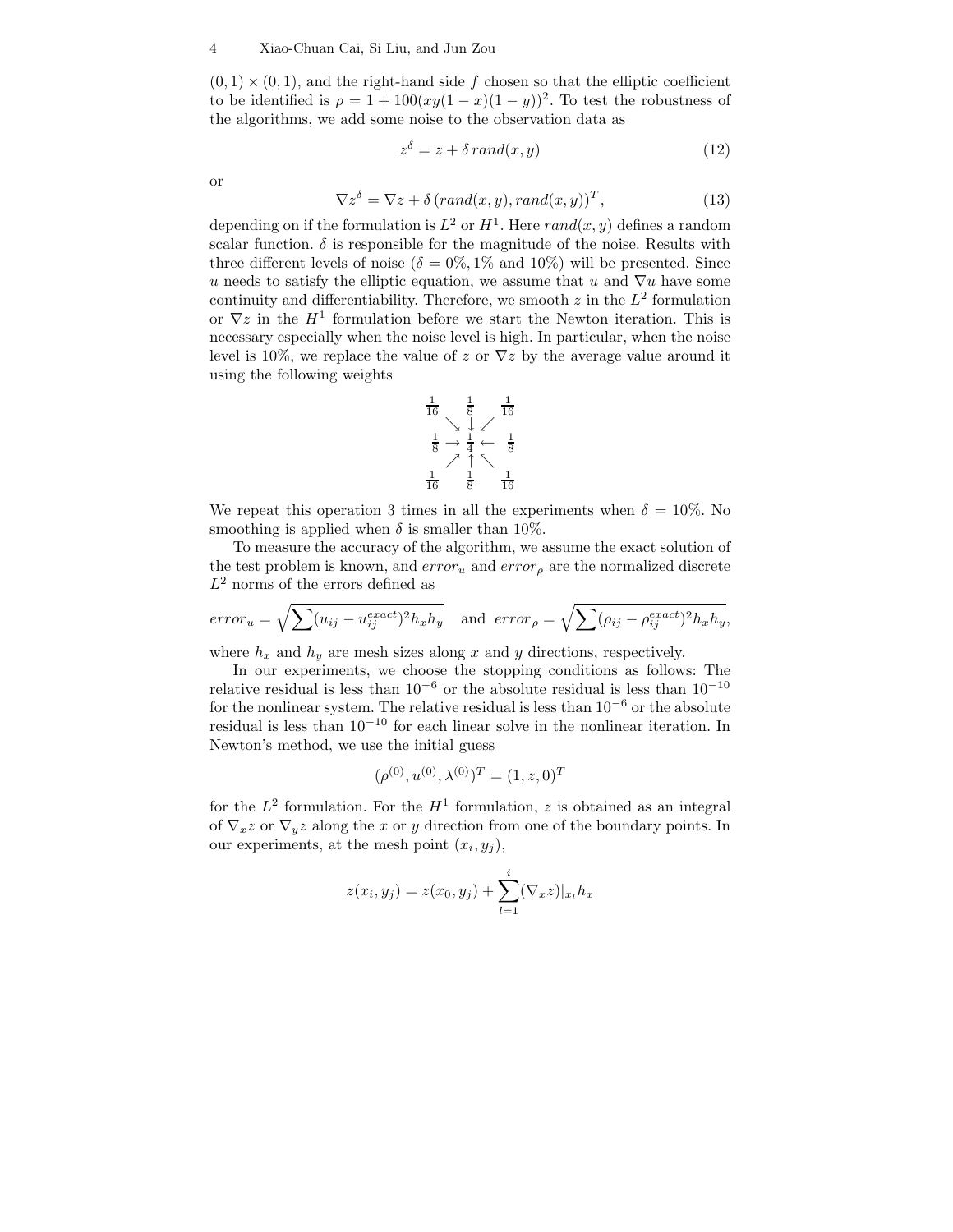$(0,1)\times(0,1)$, and the right-hand side $f$ chosen so that the elliptic coefficient to be identified is $\rho = 1 + 100(xy(1-x)(1-y))^2$. To test the robustness of the algorithms, we add some noise to the observation data as

$$z^\delta = z + \delta\, rand(x,y) \tag{12}$$

or

$$\nabla z^\delta = \nabla z + \delta\,(rand(x,y), rand(x,y))^T, \tag{13}$$

depending on if the formulation is $L^2$ or $H^1$. Here $rand(x,y)$ defines a random scalar function. $\delta$ is responsible for the magnitude of the noise. Results with three different levels of noise ($\delta = 0\%, 1\%$ and $10\%$) will be presented. Since $u$ needs to satisfy the elliptic equation, we assume that $u$ and $\nabla u$ have some continuity and differentiability. Therefore, we smooth $z$ in the $L^2$ formulation or $\nabla z$ in the $H^1$ formulation before we start the Newton iteration. This is necessary especially when the noise level is high. In particular, when the noise level is 10%, we replace the value of $z$ or $\nabla z$ by the average value around it using the following weights

$$\begin{array}{ccccc}
\frac{1}{16} & & \frac{1}{8} & & \frac{1}{16} \\
 & \searrow & \downarrow & \swarrow & \\
\frac{1}{8} & \rightarrow & \frac{1}{4} & \leftarrow & \frac{1}{8} \\
 & \nearrow & \uparrow & \nwarrow & \\
\frac{1}{16} & & \frac{1}{8} & & \frac{1}{16}
\end{array}$$

We repeat this operation 3 times in all the experiments when $\delta = 10\%$. No smoothing is applied when $\delta$ is smaller than 10%.

To measure the accuracy of the algorithm, we assume the exact solution of the test problem is known, and $error_u$ and $error_\rho$ are the normalized discrete $L^2$ norms of the errors defined as

$$error_u = \sqrt{\sum (u_{ij} - u_{ij}^{exact})^2 h_x h_y} \quad \text{and} \quad error_\rho = \sqrt{\sum (\rho_{ij} - \rho_{ij}^{exact})^2 h_x h_y},$$

where $h_x$ and $h_y$ are mesh sizes along $x$ and $y$ directions, respectively.

In our experiments, we choose the stopping conditions as follows: The relative residual is less than $10^{-6}$ or the absolute residual is less than $10^{-10}$ for the nonlinear system. The relative residual is less than $10^{-6}$ or the absolute residual is less than $10^{-10}$ for each linear solve in the nonlinear iteration. In Newton's method, we use the initial guess

$$(\rho^{(0)}, u^{(0)}, \lambda^{(0)})^T = (1, z, 0)^T$$

for the $L^2$ formulation. For the $H^1$ formulation, $z$ is obtained as an integral of $\nabla_x z$ or $\nabla_y z$ along the $x$ or $y$ direction from one of the boundary points. In our experiments, at the mesh point $(x_i, y_j)$,

$$z(x_i, y_j) = z(x_0, y_j) + \sum_{l=1}^{i} (\nabla_x z)|_{x_l} h_x$$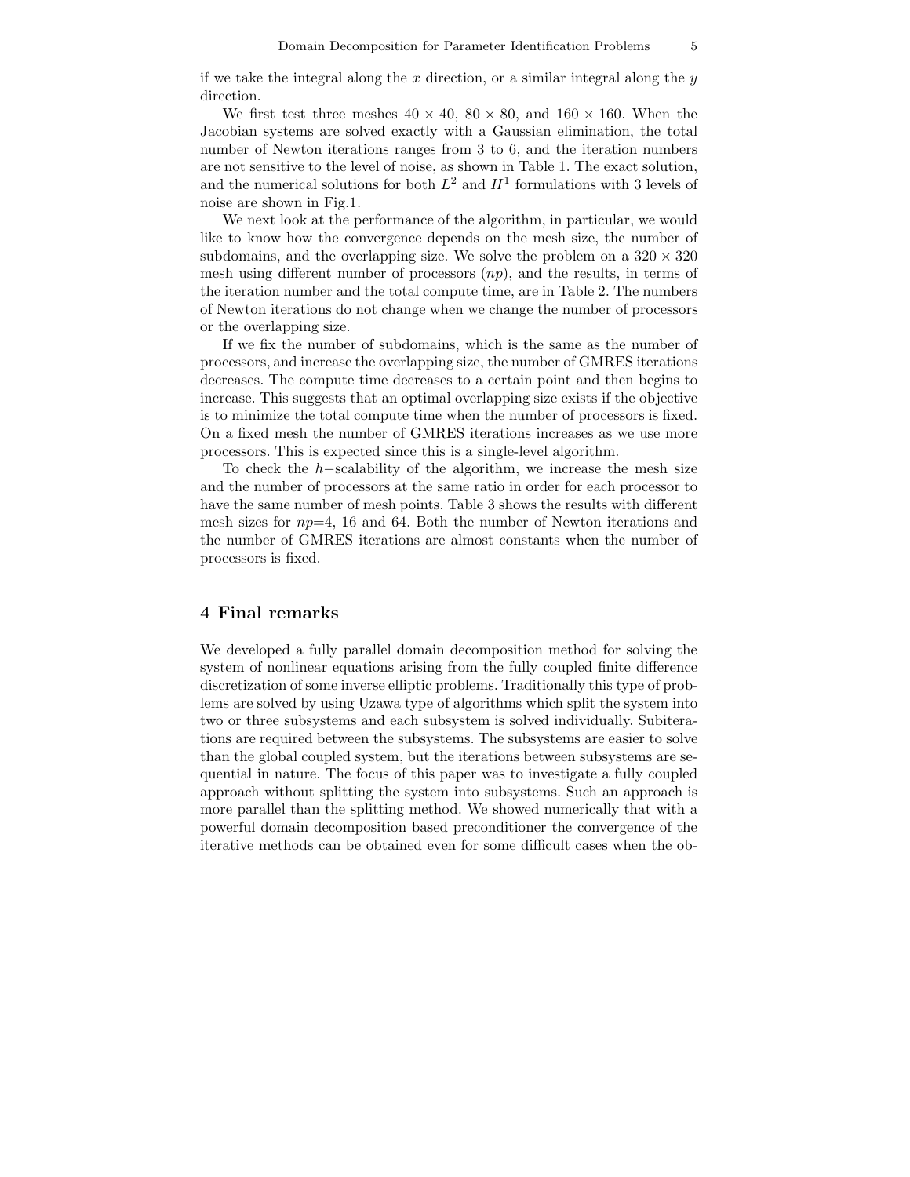if we take the integral along the $x$ direction, or a similar integral along the $y$ direction.

We first test three meshes $40 \times 40$, $80 \times 80$, and $160 \times 160$. When the Jacobian systems are solved exactly with a Gaussian elimination, the total number of Newton iterations ranges from 3 to 6, and the iteration numbers are not sensitive to the level of noise, as shown in Table 1. The exact solution, and the numerical solutions for both $L^2$ and $H^1$ formulations with 3 levels of noise are shown in Fig.1.

We next look at the performance of the algorithm, in particular, we would like to know how the convergence depends on the mesh size, the number of subdomains, and the overlapping size. We solve the problem on a $320 \times 320$ mesh using different number of processors ($np$), and the results, in terms of the iteration number and the total compute time, are in Table 2. The numbers of Newton iterations do not change when we change the number of processors or the overlapping size.

If we fix the number of subdomains, which is the same as the number of processors, and increase the overlapping size, the number of GMRES iterations decreases. The compute time decreases to a certain point and then begins to increase. This suggests that an optimal overlapping size exists if the objective is to minimize the total compute time when the number of processors is fixed. On a fixed mesh the number of GMRES iterations increases as we use more processors. This is expected since this is a single-level algorithm.

To check the $h-$scalability of the algorithm, we increase the mesh size and the number of processors at the same ratio in order for each processor to have the same number of mesh points. Table 3 shows the results with different mesh sizes for $np$=4, 16 and 64. Both the number of Newton iterations and the number of GMRES iterations are almost constants when the number of processors is fixed.

## 4 Final remarks

We developed a fully parallel domain decomposition method for solving the system of nonlinear equations arising from the fully coupled finite difference discretization of some inverse elliptic problems. Traditionally this type of problems are solved by using Uzawa type of algorithms which split the system into two or three subsystems and each subsystem is solved individually. Subiterations are required between the subsystems. The subsystems are easier to solve than the global coupled system, but the iterations between subsystems are sequential in nature. The focus of this paper was to investigate a fully coupled approach without splitting the system into subsystems. Such an approach is more parallel than the splitting method. We showed numerically that with a powerful domain decomposition based preconditioner the convergence of the iterative methods can be obtained even for some difficult cases when the ob-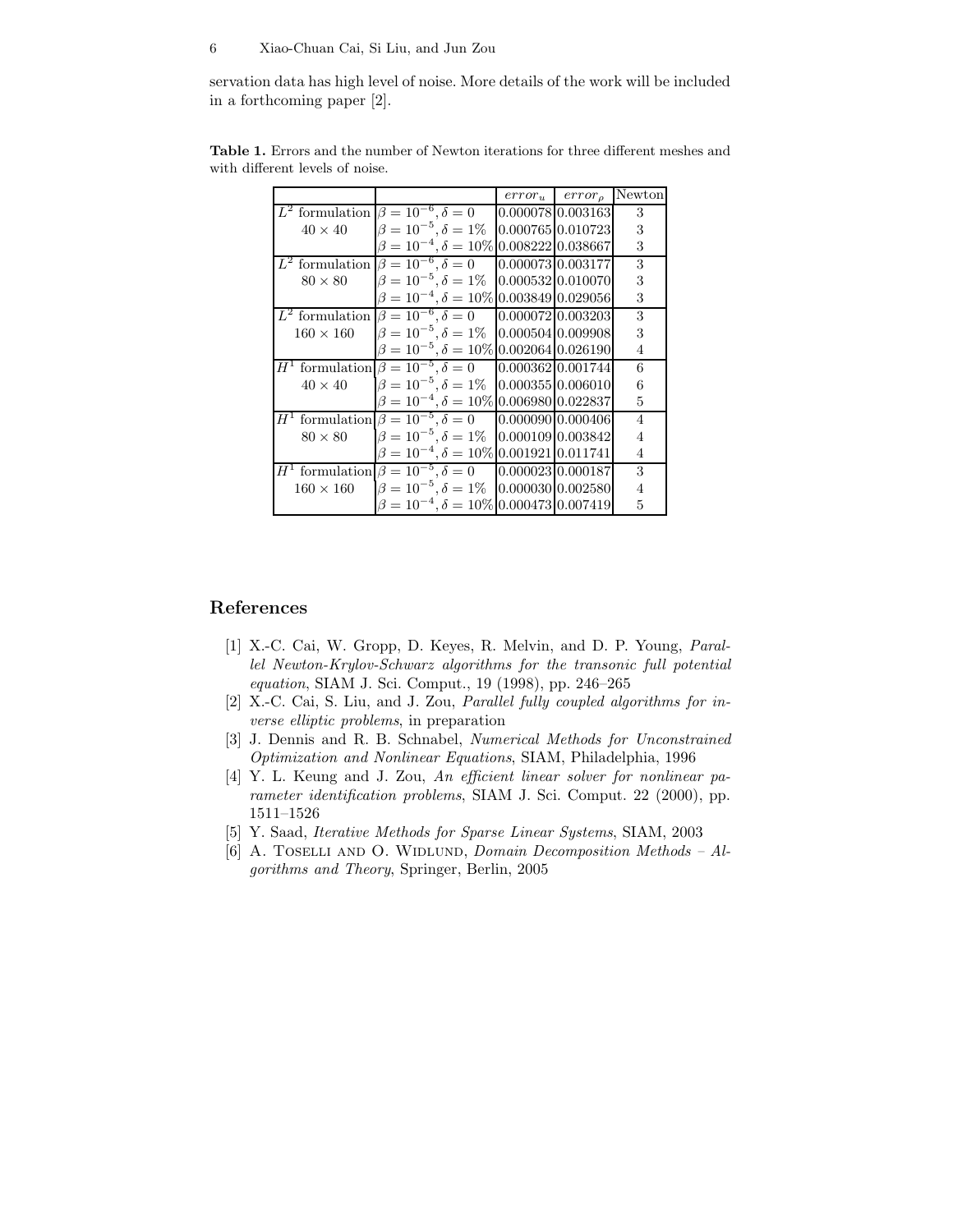servation data has high level of noise. More details of the work will be included in a forthcoming paper [2].

**Table 1.** Errors and the number of Newton iterations for three different meshes and with different levels of noise.

| | | $error_u$ | $error_\rho$ | Newton |
|---|---|---|---|---|
| $L^2$ formulation | $\beta = 10^{-6}, \delta = 0$ | 0.000078 | 0.003163 | 3 |
| $40 \times 40$ | $\beta = 10^{-5}, \delta = 1\%$ | 0.000765 | 0.010723 | 3 |
| | $\beta = 10^{-4}, \delta = 10\%$ | 0.008222 | 0.038667 | 3 |
| $L^2$ formulation | $\beta = 10^{-6}, \delta = 0$ | 0.000073 | 0.003177 | 3 |
| $80 \times 80$ | $\beta = 10^{-5}, \delta = 1\%$ | 0.000532 | 0.010070 | 3 |
| | $\beta = 10^{-4}, \delta = 10\%$ | 0.003849 | 0.029056 | 3 |
| $L^2$ formulation | $\beta = 10^{-6}, \delta = 0$ | 0.000072 | 0.003203 | 3 |
| $160 \times 160$ | $\beta = 10^{-5}, \delta = 1\%$ | 0.000504 | 0.009908 | 3 |
| | $\beta = 10^{-5}, \delta = 10\%$ | 0.002064 | 0.026190 | 4 |
| $H^1$ formulation | $\beta = 10^{-5}, \delta = 0$ | 0.000362 | 0.001744 | 6 |
| $40 \times 40$ | $\beta = 10^{-5}, \delta = 1\%$ | 0.000355 | 0.006010 | 6 |
| | $\beta = 10^{-4}, \delta = 10\%$ | 0.006980 | 0.022837 | 5 |
| $H^1$ formulation | $\beta = 10^{-5}, \delta = 0$ | 0.000090 | 0.000406 | 4 |
| $80 \times 80$ | $\beta = 10^{-5}, \delta = 1\%$ | 0.000109 | 0.003842 | 4 |
| | $\beta = 10^{-4}, \delta = 10\%$ | 0.001921 | 0.011741 | 4 |
| $H^1$ formulation | $\beta = 10^{-5}, \delta = 0$ | 0.000023 | 0.000187 | 3 |
| $160 \times 160$ | $\beta = 10^{-5}, \delta = 1\%$ | 0.000030 | 0.002580 | 4 |
| | $\beta = 10^{-4}, \delta = 10\%$ | 0.000473 | 0.007419 | 5 |

## References

[1] X.-C. Cai, W. Gropp, D. Keyes, R. Melvin, and D. P. Young, *Parallel Newton-Krylov-Schwarz algorithms for the transonic full potential equation*, SIAM J. Sci. Comput., 19 (1998), pp. 246–265

[2] X.-C. Cai, S. Liu, and J. Zou, *Parallel fully coupled algorithms for inverse elliptic problems*, in preparation

[3] J. Dennis and R. B. Schnabel, *Numerical Methods for Unconstrained Optimization and Nonlinear Equations*, SIAM, Philadelphia, 1996

[4] Y. L. Keung and J. Zou, *An efficient linear solver for nonlinear parameter identification problems*, SIAM J. Sci. Comput. 22 (2000), pp. 1511–1526

[5] Y. Saad, *Iterative Methods for Sparse Linear Systems*, SIAM, 2003

[6] A. Toselli and O. Widlund, *Domain Decomposition Methods – Algorithms and Theory*, Springer, Berlin, 2005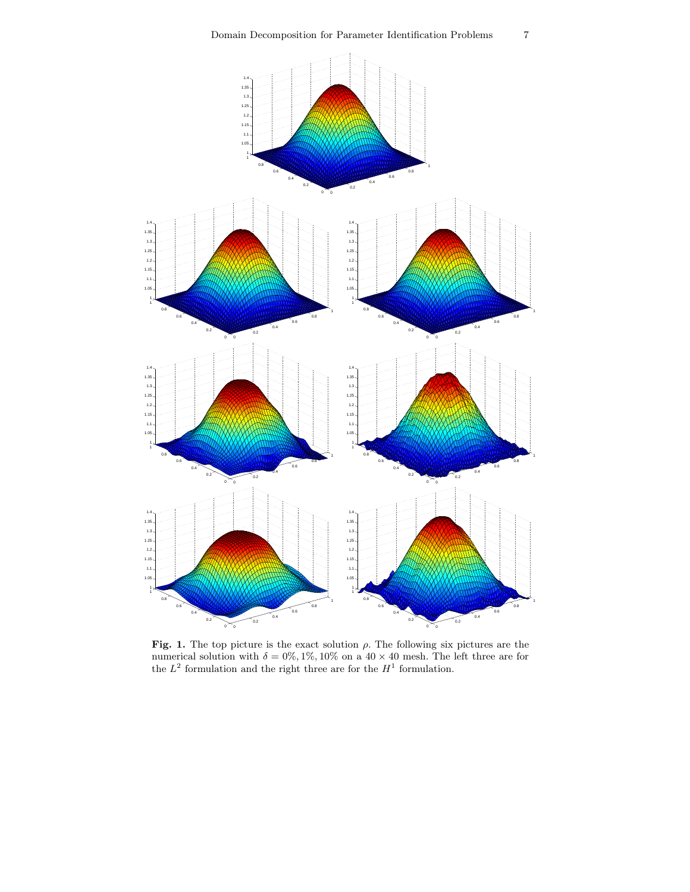**Fig. 1.** The top picture is the exact solution $\rho$. The following six pictures are the numerical solution with $\delta = 0\%, 1\%, 10\%$ on a $40 \times 40$ mesh. The left three are for the $L^2$ formulation and the right three are for the $H^1$ formulation.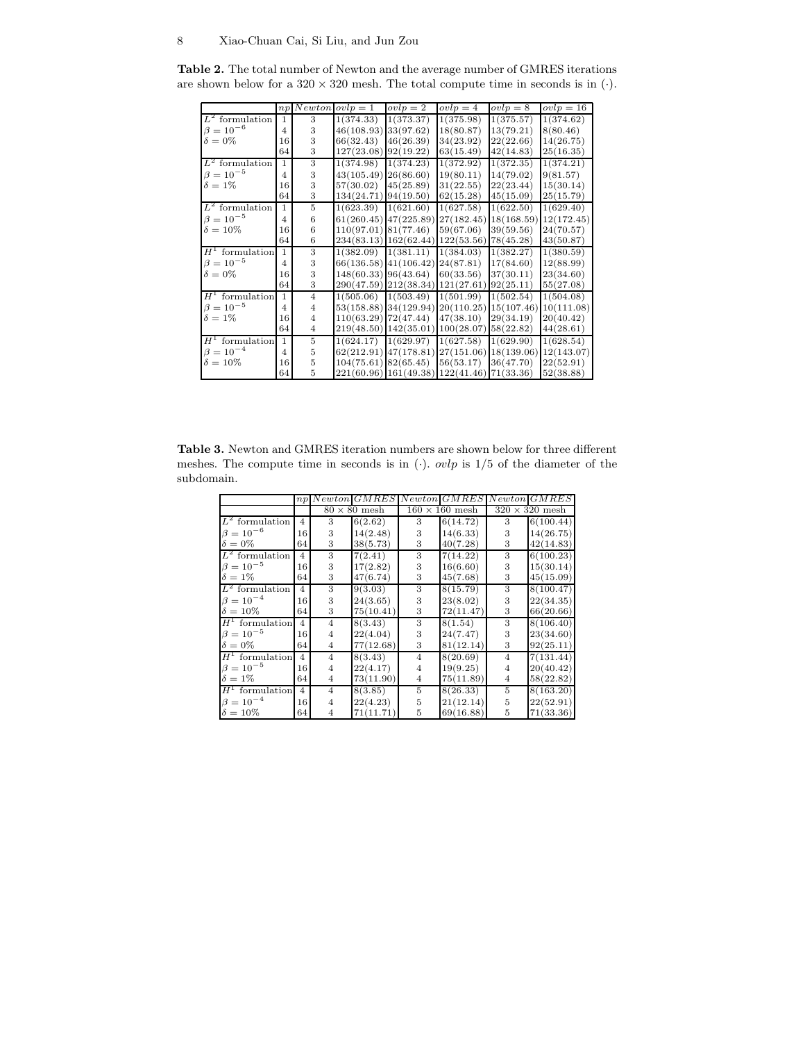**Table 2.** The total number of Newton and the average number of GMRES iterations are shown below for a $320 \times 320$ mesh. The total compute time in seconds is in $(\cdot)$.

| | $np$ | $Newton$ | $ovlp = 1$ | $ovlp = 2$ | $ovlp = 4$ | $ovlp = 8$ | $ovlp = 16$ |
|---|---|---|---|---|---|---|---|
| $L^2$ formulation | 1 | 3 | 1(374.33) | 1(373.37) | 1(375.98) | 1(375.57) | 1(374.62) |
| $\beta = 10^{-6}$ | 4 | 3 | 46(108.93) | 33(97.62) | 18(80.87) | 13(79.21) | 8(80.46) |
| $\delta = 0\%$ | 16 | 3 | 66(32.43) | 46(26.39) | 34(23.92) | 22(22.66) | 14(26.75) |
| | 64 | 3 | 127(23.08) | 92(19.22) | 63(15.49) | 42(14.83) | 25(16.35) |
| $L^2$ formulation | 1 | 3 | 1(374.98) | 1(374.23) | 1(372.92) | 1(372.35) | 1(374.21) |
| $\beta = 10^{-5}$ | 4 | 3 | 43(105.49) | 26(86.60) | 19(80.11) | 14(79.02) | 9(81.57) |
| $\delta = 1\%$ | 16 | 3 | 57(30.02) | 45(25.89) | 31(22.55) | 22(23.44) | 15(30.14) |
| | 64 | 3 | 134(24.71) | 94(19.50) | 62(15.28) | 45(15.09) | 25(15.79) |
| $L^2$ formulation | 1 | 5 | 1(623.39) | 1(621.60) | 1(627.58) | 1(622.50) | 1(629.40) |
| $\beta = 10^{-5}$ | 4 | 6 | 61(260.45) | 47(225.89) | 27(182.45) | 18(168.59) | 12(172.45) |
| $\delta = 10\%$ | 16 | 6 | 110(97.01) | 81(77.46) | 59(67.06) | 39(59.56) | 24(70.57) |
| | 64 | 6 | 234(83.13) | 162(62.44) | 122(53.56) | 78(45.28) | 43(50.87) |
| $H^1$ formulation | 1 | 3 | 1(382.09) | 1(381.11) | 1(384.03) | 1(382.27) | 1(380.59) |
| $\beta = 10^{-5}$ | 4 | 3 | 66(136.58) | 41(106.42) | 24(87.81) | 17(84.60) | 12(88.99) |
| $\delta = 0\%$ | 16 | 3 | 148(60.33) | 96(43.64) | 60(33.56) | 37(30.11) | 23(34.60) |
| | 64 | 3 | 290(47.59) | 212(38.34) | 121(27.61) | 92(25.11) | 55(27.08) |
| $H^1$ formulation | 1 | 4 | 1(505.06) | 1(503.49) | 1(501.99) | 1(502.54) | 1(504.08) |
| $\beta = 10^{-5}$ | 4 | 4 | 53(158.88) | 34(129.94) | 20(110.25) | 15(107.46) | 10(111.08) |
| $\delta = 1\%$ | 16 | 4 | 110(63.29) | 72(47.44) | 47(38.10) | 29(34.19) | 20(40.42) |
| | 64 | 4 | 219(48.50) | 142(35.01) | 100(28.07) | 58(22.82) | 44(28.61) |
| $H^1$ formulation | 1 | 5 | 1(624.17) | 1(629.97) | 1(627.58) | 1(629.90) | 1(628.54) |
| $\beta = 10^{-4}$ | 4 | 5 | 62(212.91) | 47(178.81) | 27(151.06) | 18(139.06) | 12(143.07) |
| $\delta = 10\%$ | 16 | 5 | 104(75.61) | 82(65.45) | 56(53.17) | 36(47.70) | 22(52.91) |
| | 64 | 5 | 221(60.96) | 161(49.38) | 122(41.46) | 71(33.36) | 52(38.88) |

**Table 3.** Newton and GMRES iteration numbers are shown below for three different meshes. The compute time in seconds is in $(\cdot)$. $ovlp$ is 1/5 of the diameter of the subdomain.

| | $np$ | $Newton$ | $GMRES$ | $Newton$ | $GMRES$ | $Newton$ | $GMRES$ |
|---|---|---|---|---|---|---|---|
| | | $80 \times 80$ mesh | | $160 \times 160$ mesh | | $320 \times 320$ mesh | |
| $L^2$ formulation | 4 | 3 | 6(2.62) | 3 | 6(14.72) | 3 | 6(100.44) |
| $\beta = 10^{-6}$ | 16 | 3 | 14(2.48) | 3 | 14(6.33) | 3 | 14(26.75) |
| $\delta = 0\%$ | 64 | 3 | 38(5.73) | 3 | 40(7.28) | 3 | 42(14.83) |
| $L^2$ formulation | 4 | 3 | 7(2.41) | 3 | 7(14.22) | 3 | 6(100.23) |
| $\beta = 10^{-5}$ | 16 | 3 | 17(2.82) | 3 | 16(6.60) | 3 | 15(30.14) |
| $\delta = 1\%$ | 64 | 3 | 47(6.74) | 3 | 45(7.68) | 3 | 45(15.09) |
| $L^2$ formulation | 4 | 3 | 9(3.03) | 3 | 8(15.79) | 3 | 8(100.47) |
| $\beta = 10^{-4}$ | 16 | 3 | 24(3.65) | 3 | 23(8.02) | 3 | 22(34.35) |
| $\delta = 10\%$ | 64 | 3 | 75(10.41) | 3 | 72(11.47) | 3 | 66(20.66) |
| $H^1$ formulation | 4 | 4 | 8(3.43) | 3 | 8(1.54) | 3 | 8(106.40) |
| $\beta = 10^{-5}$ | 16 | 4 | 22(4.04) | 3 | 24(7.47) | 3 | 23(34.60) |
| $\delta = 0\%$ | 64 | 4 | 77(12.68) | 3 | 81(12.14) | 3 | 92(25.11) |
| $H^1$ formulation | 4 | 4 | 8(3.43) | 4 | 8(20.69) | 4 | 7(131.44) |
| $\beta = 10^{-5}$ | 16 | 4 | 22(4.17) | 4 | 19(9.25) | 4 | 20(40.42) |
| $\delta = 1\%$ | 64 | 4 | 73(11.90) | 4 | 75(11.89) | 4 | 58(22.82) |
| $H^1$ formulation | 4 | 4 | 8(3.85) | 5 | 8(26.33) | 5 | 8(163.20) |
| $\beta = 10^{-4}$ | 16 | 4 | 22(4.23) | 5 | 21(12.14) | 5 | 22(52.91) |
| $\delta = 10\%$ | 64 | 4 | 71(11.71) | 5 | 69(16.88) | 5 | 71(33.36) |